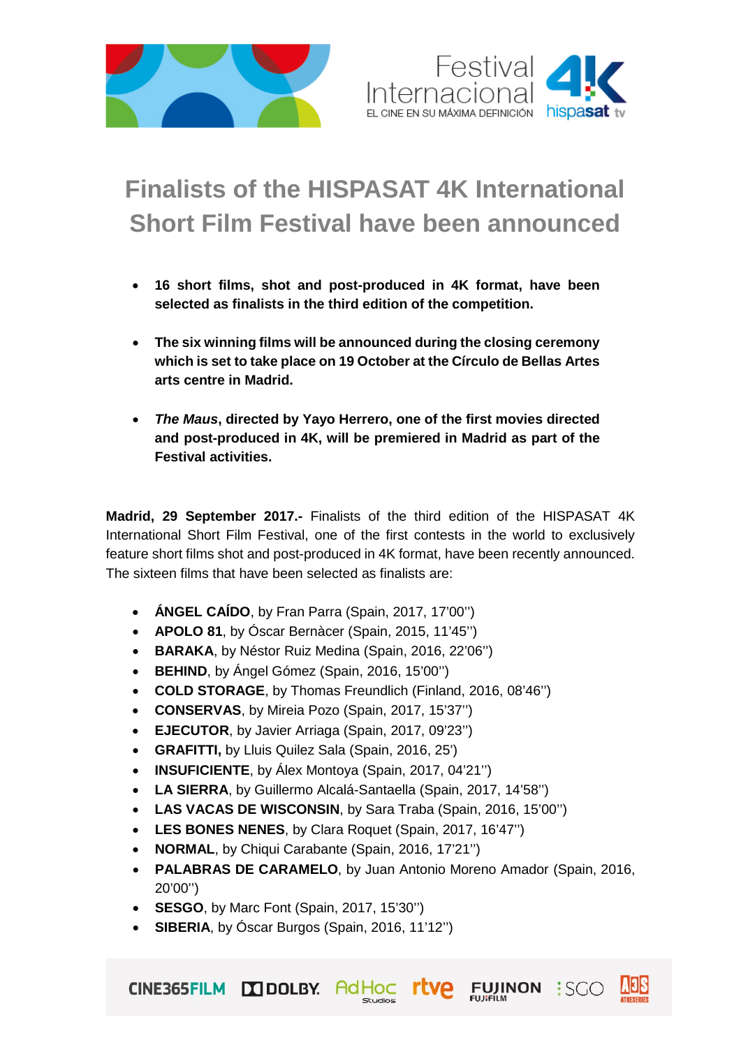# Finalists of the HISPASAT 4K International Short Film Festival have been announced

- **16 short films, shot and post-produced in 4K format, have been selected as finalists in the third edition of the competition.**

- **The six winning films will be announced during the closing ceremony which is set to take place on 19 October at the Círculo de Bellas Artes arts centre in Madrid.**

- ***The Maus*, directed by Yayo Herrero, one of the first movies directed and post-produced in 4K, will be premiered in Madrid as part of the Festival activities.**

**Madrid, 29 September 2017.-** Finalists of the third edition of the HISPASAT 4K International Short Film Festival, one of the first contests in the world to exclusively feature short films shot and post-produced in 4K format, have been recently announced. The sixteen films that have been selected as finalists are:

- **ÁNGEL CAÍDO**, by Fran Parra (Spain, 2017, 17'00'')
- **APOLO 81**, by Óscar Bernàcer (Spain, 2015, 11'45'')
- **BARAKA**, by Néstor Ruiz Medina (Spain, 2016, 22'06'')
- **BEHIND**, by Ángel Gómez (Spain, 2016, 15'00'')
- **COLD STORAGE**, by Thomas Freundlich (Finland, 2016, 08'46'')
- **CONSERVAS**, by Mireia Pozo (Spain, 2017, 15'37'')
- **EJECUTOR**, by Javier Arriaga (Spain, 2017, 09'23'')
- **GRAFITTI,** by Lluis Quilez Sala (Spain, 2016, 25')
- **INSUFICIENTE**, by Álex Montoya (Spain, 2017, 04'21'')
- **LA SIERRA**, by Guillermo Alcalá-Santaella (Spain, 2017, 14'58'')
- **LAS VACAS DE WISCONSIN**, by Sara Traba (Spain, 2016, 15'00'')
- **LES BONES NENES**, by Clara Roquet (Spain, 2017, 16'47'')
- **NORMAL**, by Chiqui Carabante (Spain, 2016, 17'21'')
- **PALABRAS DE CARAMELO**, by Juan Antonio Moreno Amador (Spain, 2016, 20'00'')
- **SESGO**, by Marc Font (Spain, 2017, 15'30'')
- **SIBERIA**, by Óscar Burgos (Spain, 2016, 11'12'')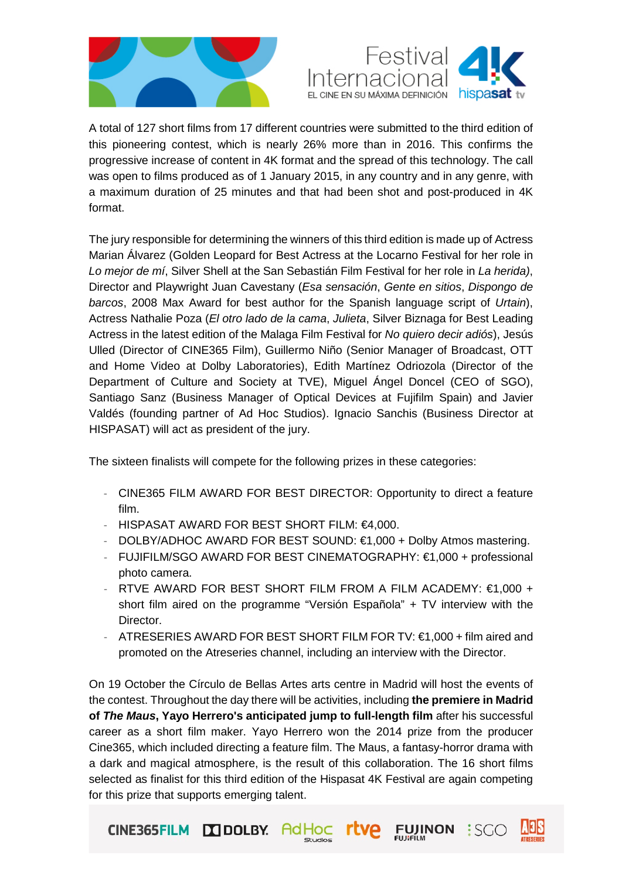A total of 127 short films from 17 different countries were submitted to the third edition of this pioneering contest, which is nearly 26% more than in 2016. This confirms the progressive increase of content in 4K format and the spread of this technology. The call was open to films produced as of 1 January 2015, in any country and in any genre, with a maximum duration of 25 minutes and that had been shot and post-produced in 4K format.

The jury responsible for determining the winners of this third edition is made up of Actress Marian Álvarez (Golden Leopard for Best Actress at the Locarno Festival for her role in *Lo mejor de mí*, Silver Shell at the San Sebastián Film Festival for her role in *La herida)*, Director and Playwright Juan Cavestany (*Esa sensación*, *Gente en sitios*, *Dispongo de barcos*, 2008 Max Award for best author for the Spanish language script of *Urtain*), Actress Nathalie Poza (*El otro lado de la cama*, *Julieta*, Silver Biznaga for Best Leading Actress in the latest edition of the Malaga Film Festival for *No quiero decir adiós*), Jesús Ulled (Director of CINE365 Film), Guillermo Niño (Senior Manager of Broadcast, OTT and Home Video at Dolby Laboratories), Edith Martínez Odriozola (Director of the Department of Culture and Society at TVE), Miguel Ángel Doncel (CEO of SGO), Santiago Sanz (Business Manager of Optical Devices at Fujifilm Spain) and Javier Valdés (founding partner of Ad Hoc Studios). Ignacio Sanchis (Business Director at HISPASAT) will act as president of the jury.

The sixteen finalists will compete for the following prizes in these categories:

- CINE365 FILM AWARD FOR BEST DIRECTOR: Opportunity to direct a feature film.
- HISPASAT AWARD FOR BEST SHORT FILM: €4,000.
- DOLBY/ADHOC AWARD FOR BEST SOUND: €1,000 + Dolby Atmos mastering.
- FUJIFILM/SGO AWARD FOR BEST CINEMATOGRAPHY: €1,000 + professional photo camera.
- RTVE AWARD FOR BEST SHORT FILM FROM A FILM ACADEMY: €1,000 + short film aired on the programme "Versión Española" + TV interview with the Director.
- ATRESERIES AWARD FOR BEST SHORT FILM FOR TV: €1,000 + film aired and promoted on the Atreseries channel, including an interview with the Director.

On 19 October the Círculo de Bellas Artes arts centre in Madrid will host the events of the contest. Throughout the day there will be activities, including **the premiere in Madrid of *The Maus*, Yayo Herrero's anticipated jump to full-length film** after his successful career as a short film maker. Yayo Herrero won the 2014 prize from the producer Cine365, which included directing a feature film. The Maus, a fantasy-horror drama with a dark and magical atmosphere, is the result of this collaboration. The 16 short films selected as finalist for this third edition of the Hispasat 4K Festival are again competing for this prize that supports emerging talent.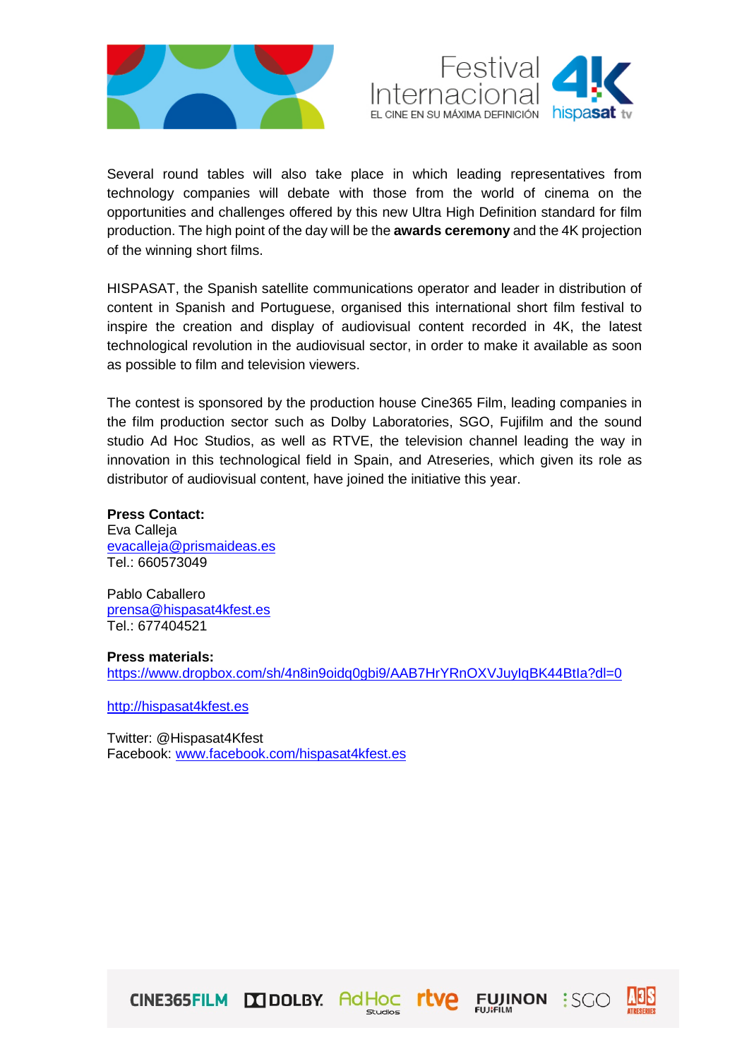Several round tables will also take place in which leading representatives from technology companies will debate with those from the world of cinema on the opportunities and challenges offered by this new Ultra High Definition standard for film production. The high point of the day will be the **awards ceremony** and the 4K projection of the winning short films.

HISPASAT, the Spanish satellite communications operator and leader in distribution of content in Spanish and Portuguese, organised this international short film festival to inspire the creation and display of audiovisual content recorded in 4K, the latest technological revolution in the audiovisual sector, in order to make it available as soon as possible to film and television viewers.

The contest is sponsored by the production house Cine365 Film, leading companies in the film production sector such as Dolby Laboratories, SGO, Fujifilm and the sound studio Ad Hoc Studios, as well as RTVE, the television channel leading the way in innovation in this technological field in Spain, and Atreseries, which given its role as distributor of audiovisual content, have joined the initiative this year.

**Press Contact:**
Eva Calleja
evacalleja@prismaideas.es
Tel.: 660573049

Pablo Caballero
prensa@hispasat4kfest.es
Tel.: 677404521

**Press materials:**
https://www.dropbox.com/sh/4n8in9oidq0gbi9/AAB7HrYRnOXVJuylqBK44BtIa?dl=0

http://hispasat4kfest.es

Twitter: @Hispasat4Kfest
Facebook: www.facebook.com/hispasat4kfest.es